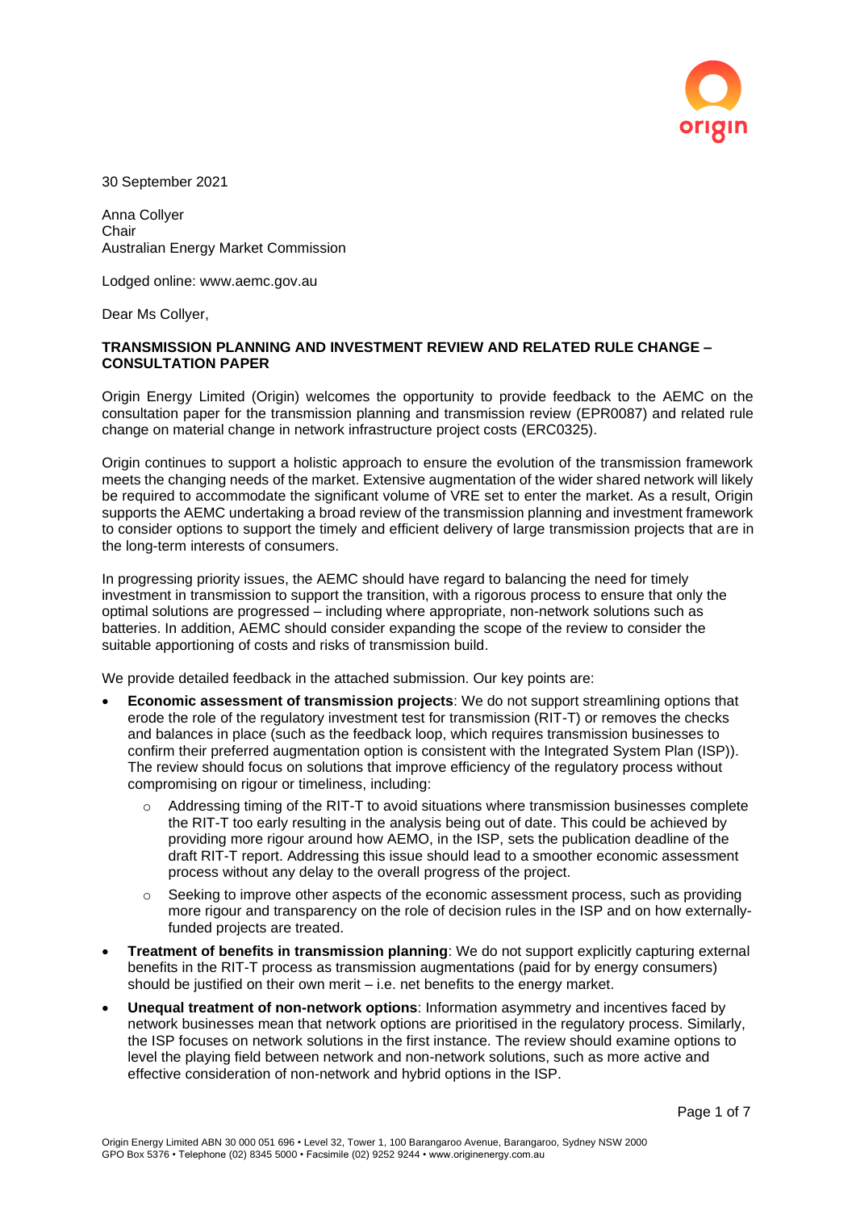30 September 2021

Anna Collyer
Chair
Australian Energy Market Commission

Lodged online: www.aemc.gov.au

Dear Ms Collyer,

**TRANSMISSION PLANNING AND INVESTMENT REVIEW AND RELATED RULE CHANGE – CONSULTATION PAPER**

Origin Energy Limited (Origin) welcomes the opportunity to provide feedback to the AEMC on the consultation paper for the transmission planning and transmission review (EPR0087) and related rule change on material change in network infrastructure project costs (ERC0325).

Origin continues to support a holistic approach to ensure the evolution of the transmission framework meets the changing needs of the market. Extensive augmentation of the wider shared network will likely be required to accommodate the significant volume of VRE set to enter the market. As a result, Origin supports the AEMC undertaking a broad review of the transmission planning and investment framework to consider options to support the timely and efficient delivery of large transmission projects that are in the long-term interests of consumers.

In progressing priority issues, the AEMC should have regard to balancing the need for timely investment in transmission to support the transition, with a rigorous process to ensure that only the optimal solutions are progressed – including where appropriate, non-network solutions such as batteries. In addition, AEMC should consider expanding the scope of the review to consider the suitable apportioning of costs and risks of transmission build.

We provide detailed feedback in the attached submission. Our key points are:

- **Economic assessment of transmission projects**: We do not support streamlining options that erode the role of the regulatory investment test for transmission (RIT-T) or removes the checks and balances in place (such as the feedback loop, which requires transmission businesses to confirm their preferred augmentation option is consistent with the Integrated System Plan (ISP)). The review should focus on solutions that improve efficiency of the regulatory process without compromising on rigour or timeliness, including:
  - Addressing timing of the RIT-T to avoid situations where transmission businesses complete the RIT-T too early resulting in the analysis being out of date. This could be achieved by providing more rigour around how AEMO, in the ISP, sets the publication deadline of the draft RIT-T report. Addressing this issue should lead to a smoother economic assessment process without any delay to the overall progress of the project.
  - Seeking to improve other aspects of the economic assessment process, such as providing more rigour and transparency on the role of decision rules in the ISP and on how externally-funded projects are treated.
- **Treatment of benefits in transmission planning**: We do not support explicitly capturing external benefits in the RIT-T process as transmission augmentations (paid for by energy consumers) should be justified on their own merit – i.e. net benefits to the energy market.
- **Unequal treatment of non-network options**: Information asymmetry and incentives faced by network businesses mean that network options are prioritised in the regulatory process. Similarly, the ISP focuses on network solutions in the first instance. The review should examine options to level the playing field between network and non-network solutions, such as more active and effective consideration of non-network and hybrid options in the ISP.

Origin Energy Limited ABN 30 000 051 696 • Level 32, Tower 1, 100 Barangaroo Avenue, Barangaroo, Sydney NSW 2000
GPO Box 5376 • Telephone (02) 8345 5000 • Facsimile (02) 9252 9244 • www.originenergy.com.au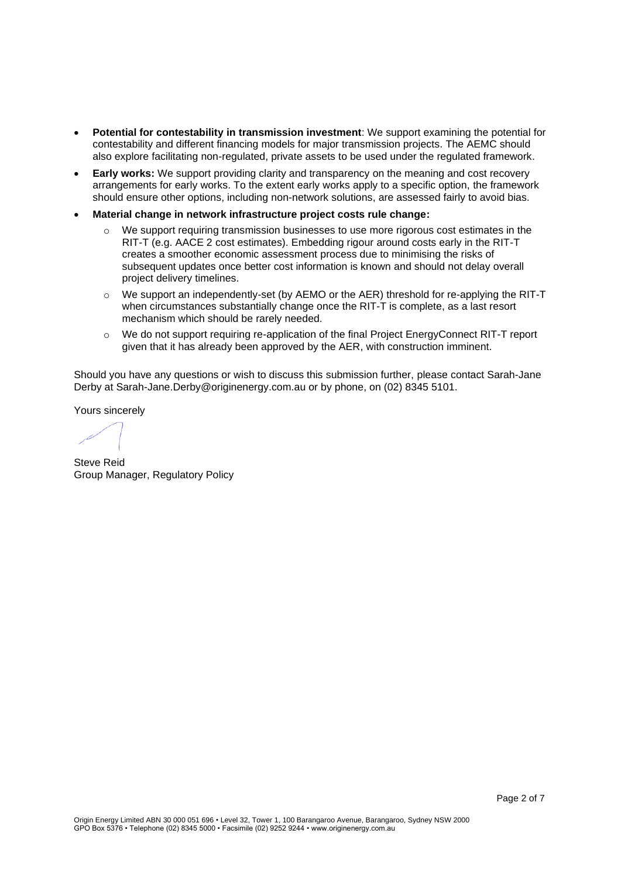- **Potential for contestability in transmission investment**: We support examining the potential for contestability and different financing models for major transmission projects. The AEMC should also explore facilitating non-regulated, private assets to be used under the regulated framework.
- **Early works:** We support providing clarity and transparency on the meaning and cost recovery arrangements for early works. To the extent early works apply to a specific option, the framework should ensure other options, including non-network solutions, are assessed fairly to avoid bias.
- **Material change in network infrastructure project costs rule change:**
  - We support requiring transmission businesses to use more rigorous cost estimates in the RIT-T (e.g. AACE 2 cost estimates). Embedding rigour around costs early in the RIT-T creates a smoother economic assessment process due to minimising the risks of subsequent updates once better cost information is known and should not delay overall project delivery timelines.
  - We support an independently-set (by AEMO or the AER) threshold for re-applying the RIT-T when circumstances substantially change once the RIT-T is complete, as a last resort mechanism which should be rarely needed.
  - We do not support requiring re-application of the final Project EnergyConnect RIT-T report given that it has already been approved by the AER, with construction imminent.

Should you have any questions or wish to discuss this submission further, please contact Sarah-Jane Derby at Sarah-Jane.Derby@originenergy.com.au or by phone, on (02) 8345 5101.

Yours sincerely

Steve Reid
Group Manager, Regulatory Policy

Origin Energy Limited ABN 30 000 051 696 • Level 32, Tower 1, 100 Barangaroo Avenue, Barangaroo, Sydney NSW 2000
GPO Box 5376 • Telephone (02) 8345 5000 • Facsimile (02) 9252 9244 • www.originenergy.com.au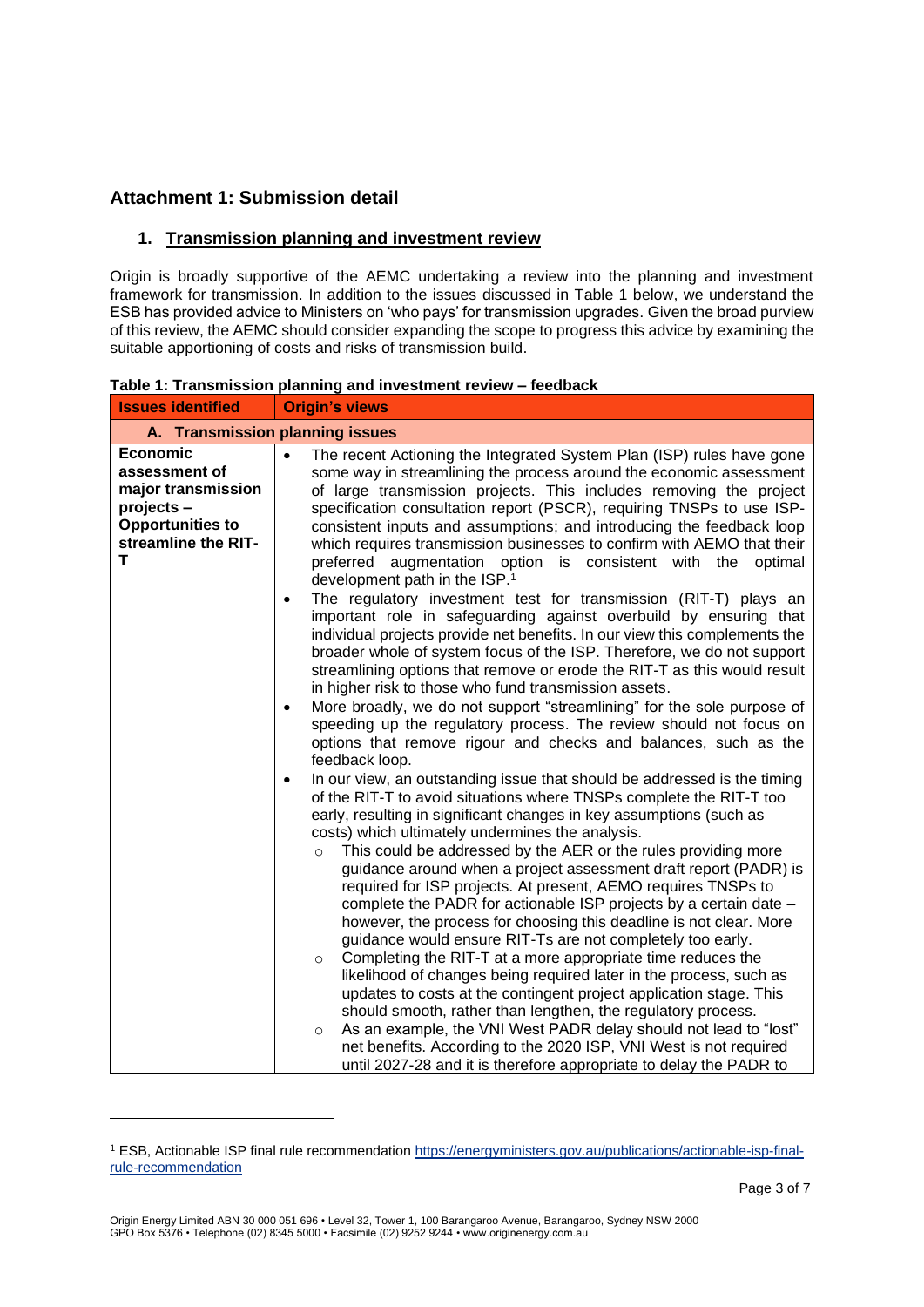## Attachment 1: Submission detail

### 1. Transmission planning and investment review

Origin is broadly supportive of the AEMC undertaking a review into the planning and investment framework for transmission. In addition to the issues discussed in Table 1 below, we understand the ESB has provided advice to Ministers on 'who pays' for transmission upgrades. Given the broad purview of this review, the AEMC should consider expanding the scope to progress this advice by examining the suitable apportioning of costs and risks of transmission build.

**Table 1: Transmission planning and investment review – feedback**

| Issues identified | Origin's views |
|---|---|
| **A. Transmission planning issues** | |
| **Economic assessment of major transmission projects – Opportunities to streamline the RIT-T** | • The recent Actioning the Integrated System Plan (ISP) rules have gone some way in streamlining the process around the economic assessment of large transmission projects. This includes removing the project specification consultation report (PSCR), requiring TNSPs to use ISP-consistent inputs and assumptions; and introducing the feedback loop which requires transmission businesses to confirm with AEMO that their preferred augmentation option is consistent with the optimal development path in the ISP.[1]<br>• The regulatory investment test for transmission (RIT-T) plays an important role in safeguarding against overbuild by ensuring that individual projects provide net benefits. In our view this complements the broader whole of system focus of the ISP. Therefore, we do not support streamlining options that remove or erode the RIT-T as this would result in higher risk to those who fund transmission assets.<br>• More broadly, we do not support "streamlining" for the sole purpose of speeding up the regulatory process. The review should not focus on options that remove rigour and checks and balances, such as the feedback loop.<br>• In our view, an outstanding issue that should be addressed is the timing of the RIT-T to avoid situations where TNSPs complete the RIT-T too early, resulting in significant changes in key assumptions (such as costs) which ultimately undermines the analysis.<br>&nbsp;&nbsp;&nbsp;&nbsp;◦ This could be addressed by the AER or the rules providing more guidance around when a project assessment draft report (PADR) is required for ISP projects. At present, AEMO requires TNSPs to complete the PADR for actionable ISP projects by a certain date – however, the process for choosing this deadline is not clear. More guidance would ensure RIT-Ts are not completely too early.<br>&nbsp;&nbsp;&nbsp;&nbsp;◦ Completing the RIT-T at a more appropriate time reduces the likelihood of changes being required later in the process, such as updates to costs at the contingent project application stage. This should smooth, rather than lengthen, the regulatory process.<br>&nbsp;&nbsp;&nbsp;&nbsp;◦ As an example, the VNI West PADR delay should not lead to "lost" net benefits. According to the 2020 ISP, VNI West is not required until 2027-28 and it is therefore appropriate to delay the PADR to |

[1] ESB, Actionable ISP final rule recommendation https://energyministers.gov.au/publications/actionable-isp-final-rule-recommendation

Origin Energy Limited ABN 30 000 051 696 • Level 32, Tower 1, 100 Barangaroo Avenue, Barangaroo, Sydney NSW 2000
GPO Box 5376 • Telephone (02) 8345 5000 • Facsimile (02) 9252 9244 • www.originenergy.com.au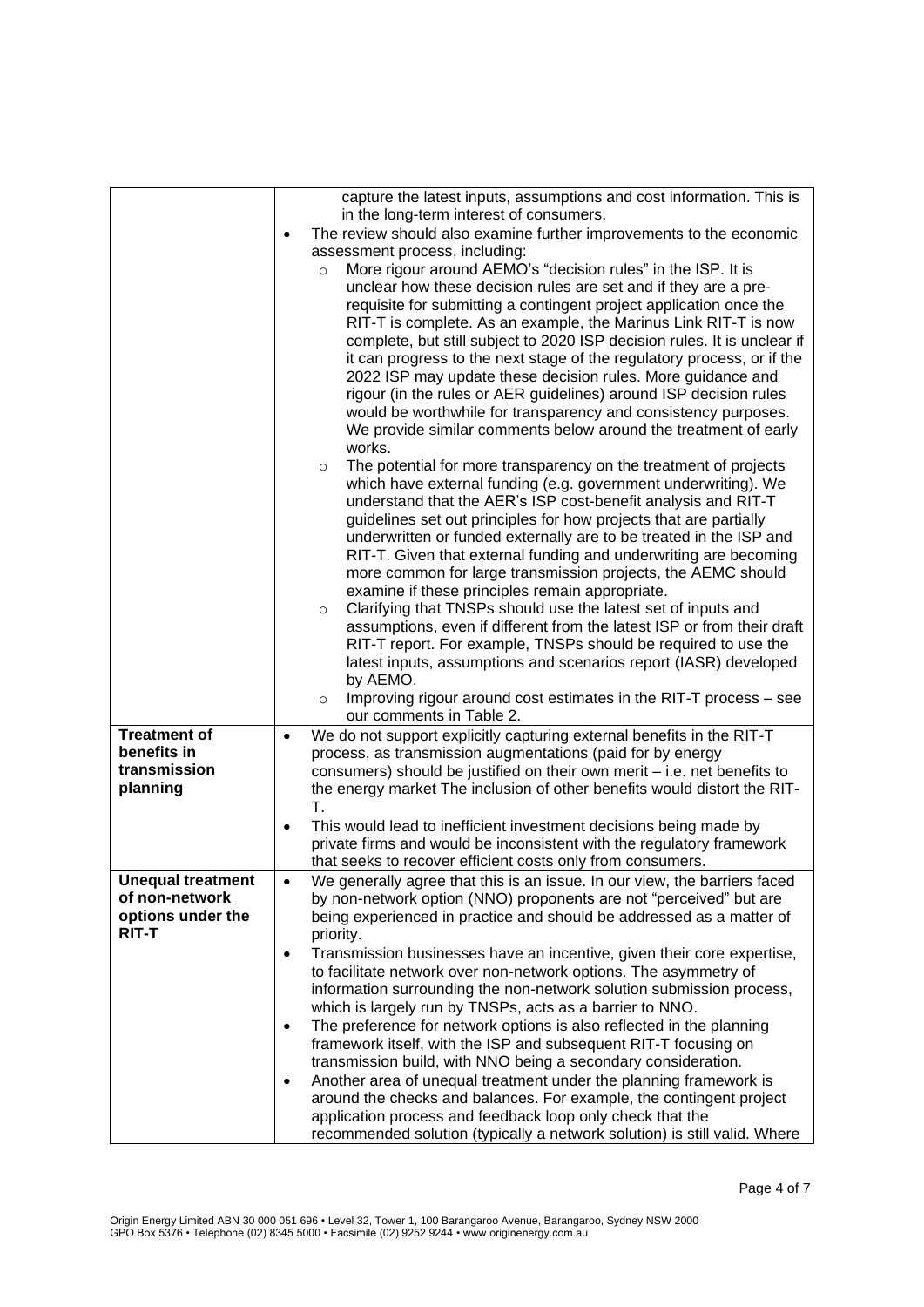| | |
|---|---|
| | capture the latest inputs, assumptions and cost information. This is in the long-term interest of consumers.<br>• The review should also examine further improvements to the economic assessment process, including:<br>&nbsp;&nbsp;&nbsp;&nbsp;○ More rigour around AEMO's "decision rules" in the ISP. It is unclear how these decision rules are set and if they are a pre-requisite for submitting a contingent project application once the RIT-T is complete. As an example, the Marinus Link RIT-T is now complete, but still subject to 2020 ISP decision rules. It is unclear if it can progress to the next stage of the regulatory process, or if the 2022 ISP may update these decision rules. More guidance and rigour (in the rules or AER guidelines) around ISP decision rules would be worthwhile for transparency and consistency purposes. We provide similar comments below around the treatment of early works.<br>&nbsp;&nbsp;&nbsp;&nbsp;○ The potential for more transparency on the treatment of projects which have external funding (e.g. government underwriting). We understand that the AER's ISP cost-benefit analysis and RIT-T guidelines set out principles for how projects that are partially underwritten or funded externally are to be treated in the ISP and RIT-T. Given that external funding and underwriting are becoming more common for large transmission projects, the AEMC should examine if these principles remain appropriate.<br>&nbsp;&nbsp;&nbsp;&nbsp;○ Clarifying that TNSPs should use the latest set of inputs and assumptions, even if different from the latest ISP or from their draft RIT-T report. For example, TNSPs should be required to use the latest inputs, assumptions and scenarios report (IASR) developed by AEMO.<br>&nbsp;&nbsp;&nbsp;&nbsp;○ Improving rigour around cost estimates in the RIT-T process – see our comments in Table 2. |
| **Treatment of benefits in transmission planning** | • We do not support explicitly capturing external benefits in the RIT-T process, as transmission augmentations (paid for by energy consumers) should be justified on their own merit – i.e. net benefits to the energy market The inclusion of other benefits would distort the RIT-T.<br>• This would lead to inefficient investment decisions being made by private firms and would be inconsistent with the regulatory framework that seeks to recover efficient costs only from consumers. |
| **Unequal treatment of non-network options under the RIT-T** | • We generally agree that this is an issue. In our view, the barriers faced by non-network option (NNO) proponents are not "perceived" but are being experienced in practice and should be addressed as a matter of priority.<br>• Transmission businesses have an incentive, given their core expertise, to facilitate network over non-network options. The asymmetry of information surrounding the non-network solution submission process, which is largely run by TNSPs, acts as a barrier to NNO.<br>• The preference for network options is also reflected in the planning framework itself, with the ISP and subsequent RIT-T focusing on transmission build, with NNO being a secondary consideration.<br>• Another area of unequal treatment under the planning framework is around the checks and balances. For example, the contingent project application process and feedback loop only check that the recommended solution (typically a network solution) is still valid. Where |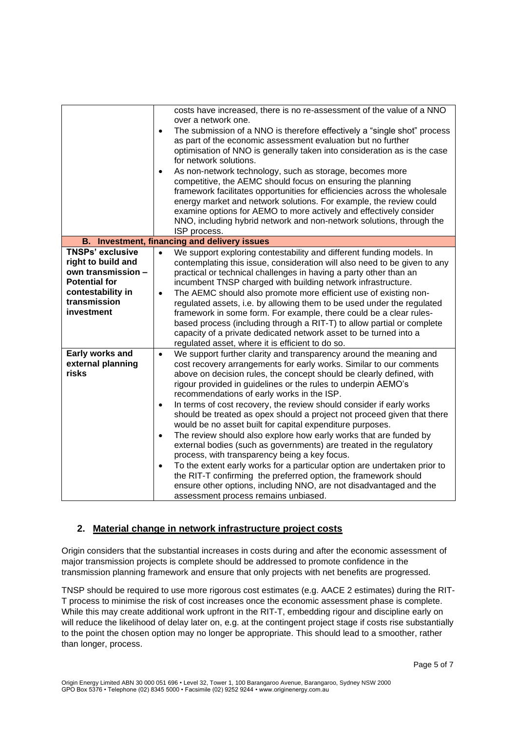| | |
|---|---|
| | costs have increased, there is no re-assessment of the value of a NNO over a network one.<br>• The submission of a NNO is therefore effectively a "single shot" process as part of the economic assessment evaluation but no further optimisation of NNO is generally taken into consideration as is the case for network solutions.<br>• As non-network technology, such as storage, becomes more competitive, the AEMC should focus on ensuring the planning framework facilitates opportunities for efficiencies across the wholesale energy market and network solutions. For example, the review could examine options for AEMO to more actively and effectively consider NNO, including hybrid network and non-network solutions, through the ISP process. |
| **B. Investment, financing and delivery issues** | |
| **TNSPs' exclusive right to build and own transmission – Potential for contestability in transmission investment** | • We support exploring contestability and different funding models. In contemplating this issue, consideration will also need to be given to any practical or technical challenges in having a party other than an incumbent TNSP charged with building network infrastructure.<br>• The AEMC should also promote more efficient use of existing non-regulated assets, i.e. by allowing them to be used under the regulated framework in some form. For example, there could be a clear rules-based process (including through a RIT-T) to allow partial or complete capacity of a private dedicated network asset to be turned into a regulated asset, where it is efficient to do so. |
| **Early works and external planning risks** | • We support further clarity and transparency around the meaning and cost recovery arrangements for early works. Similar to our comments above on decision rules, the concept should be clearly defined, with rigour provided in guidelines or the rules to underpin AEMO's recommendations of early works in the ISP.<br>• In terms of cost recovery, the review should consider if early works should be treated as opex should a project not proceed given that there would be no asset built for capital expenditure purposes.<br>• The review should also explore how early works that are funded by external bodies (such as governments) are treated in the regulatory process, with transparency being a key focus.<br>• To the extent early works for a particular option are undertaken prior to the RIT-T confirming the preferred option, the framework should ensure other options, including NNO, are not disadvantaged and the assessment process remains unbiased. |

## 2. Material change in network infrastructure project costs

Origin considers that the substantial increases in costs during and after the economic assessment of major transmission projects is complete should be addressed to promote confidence in the transmission planning framework and ensure that only projects with net benefits are progressed.

TNSP should be required to use more rigorous cost estimates (e.g. AACE 2 estimates) during the RIT-T process to minimise the risk of cost increases once the economic assessment phase is complete. While this may create additional work upfront in the RIT-T, embedding rigour and discipline early on will reduce the likelihood of delay later on, e.g. at the contingent project stage if costs rise substantially to the point the chosen option may no longer be appropriate. This should lead to a smoother, rather than longer, process.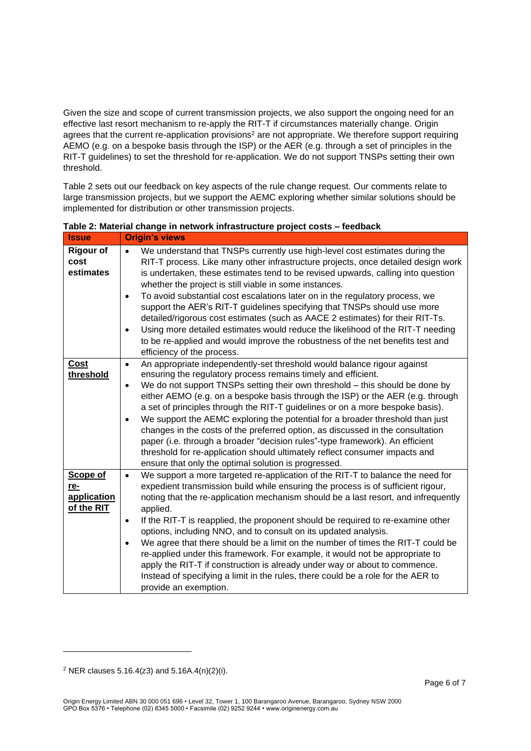Given the size and scope of current transmission projects, we also support the ongoing need for an effective last resort mechanism to re-apply the RIT-T if circumstances materially change. Origin agrees that the current re-application provisions[2] are not appropriate. We therefore support requiring AEMO (e.g. on a bespoke basis through the ISP) or the AER (e.g. through a set of principles in the RIT-T guidelines) to set the threshold for re-application. We do not support TNSPs setting their own threshold.

Table 2 sets out our feedback on key aspects of the rule change request. Our comments relate to large transmission projects, but we support the AEMC exploring whether similar solutions should be implemented for distribution or other transmission projects.

**Table 2: Material change in network infrastructure project costs – feedback**

| Issue | Origin's views |
|---|---|
| **Rigour of cost estimates** | • We understand that TNSPs currently use high-level cost estimates during the RIT-T process. Like many other infrastructure projects, once detailed design work is undertaken, these estimates tend to be revised upwards, calling into question whether the project is still viable in some instances.<br>• To avoid substantial cost escalations later on in the regulatory process, we support the AER's RIT-T guidelines specifying that TNSPs should use more detailed/rigorous cost estimates (such as AACE 2 estimates) for their RIT-Ts.<br>• Using more detailed estimates would reduce the likelihood of the RIT-T needing to be re-applied and would improve the robustness of the net benefits test and efficiency of the process. |
| **Cost threshold** | • An appropriate independently-set threshold would balance rigour against ensuring the regulatory process remains timely and efficient.<br>• We do not support TNSPs setting their own threshold – this should be done by either AEMO (e.g. on a bespoke basis through the ISP) or the AER (e.g. through a set of principles through the RIT-T guidelines or on a more bespoke basis).<br>• We support the AEMC exploring the potential for a broader threshold than just changes in the costs of the preferred option, as discussed in the consultation paper (i.e. through a broader "decision rules"-type framework). An efficient threshold for re-application should ultimately reflect consumer impacts and ensure that only the optimal solution is progressed. |
| **Scope of re-application of the RIT** | • We support a more targeted re-application of the RIT-T to balance the need for expedient transmission build while ensuring the process is of sufficient rigour, noting that the re-application mechanism should be a last resort, and infrequently applied.<br>• If the RIT-T is reapplied, the proponent should be required to re-examine other options, including NNO, and to consult on its updated analysis.<br>• We agree that there should be a limit on the number of times the RIT-T could be re-applied under this framework. For example, it would not be appropriate to apply the RIT-T if construction is already under way or about to commence. Instead of specifying a limit in the rules, there could be a role for the AER to provide an exemption. |

[2] NER clauses 5.16.4(z3) and 5.16A.4(n)(2)(i).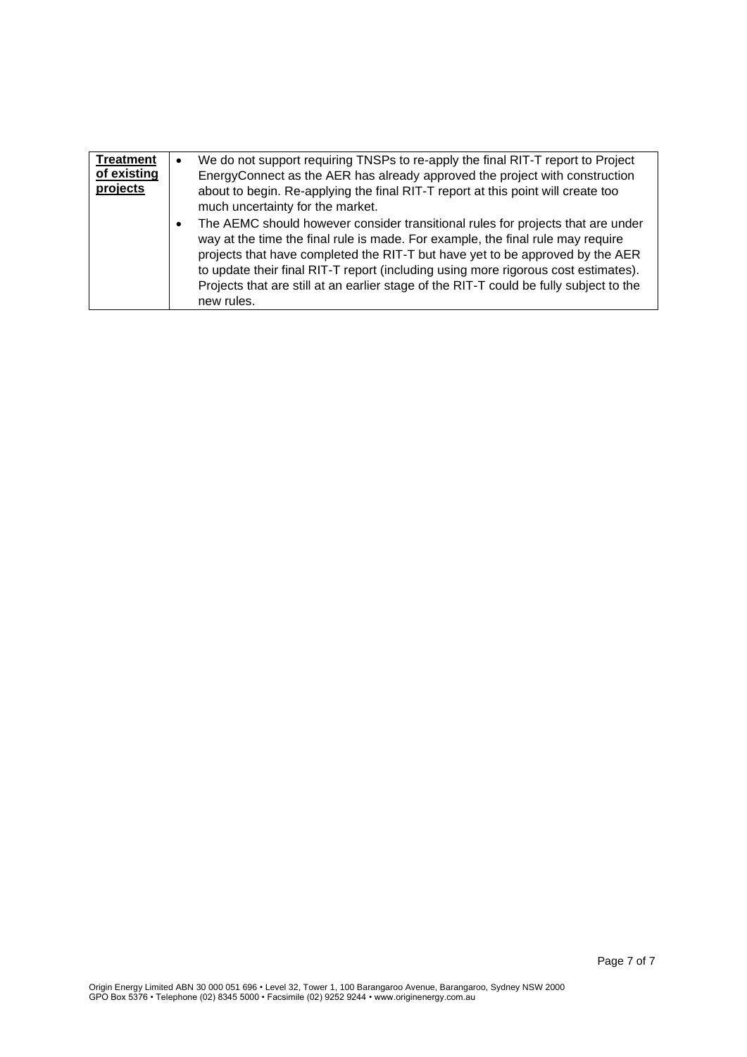| | |
|---|---|
| **Treatment of existing projects** | • We do not support requiring TNSPs to re-apply the final RIT-T report to Project EnergyConnect as the AER has already approved the project with construction about to begin. Re-applying the final RIT-T report at this point will create too much uncertainty for the market.<br>• The AEMC should however consider transitional rules for projects that are under way at the time the final rule is made. For example, the final rule may require projects that have completed the RIT-T but have yet to be approved by the AER to update their final RIT-T report (including using more rigorous cost estimates). Projects that are still at an earlier stage of the RIT-T could be fully subject to the new rules. |

Origin Energy Limited ABN 30 000 051 696 • Level 32, Tower 1, 100 Barangaroo Avenue, Barangaroo, Sydney NSW 2000
GPO Box 5376 • Telephone (02) 8345 5000 • Facsimile (02) 9252 9244 • www.originenergy.com.au